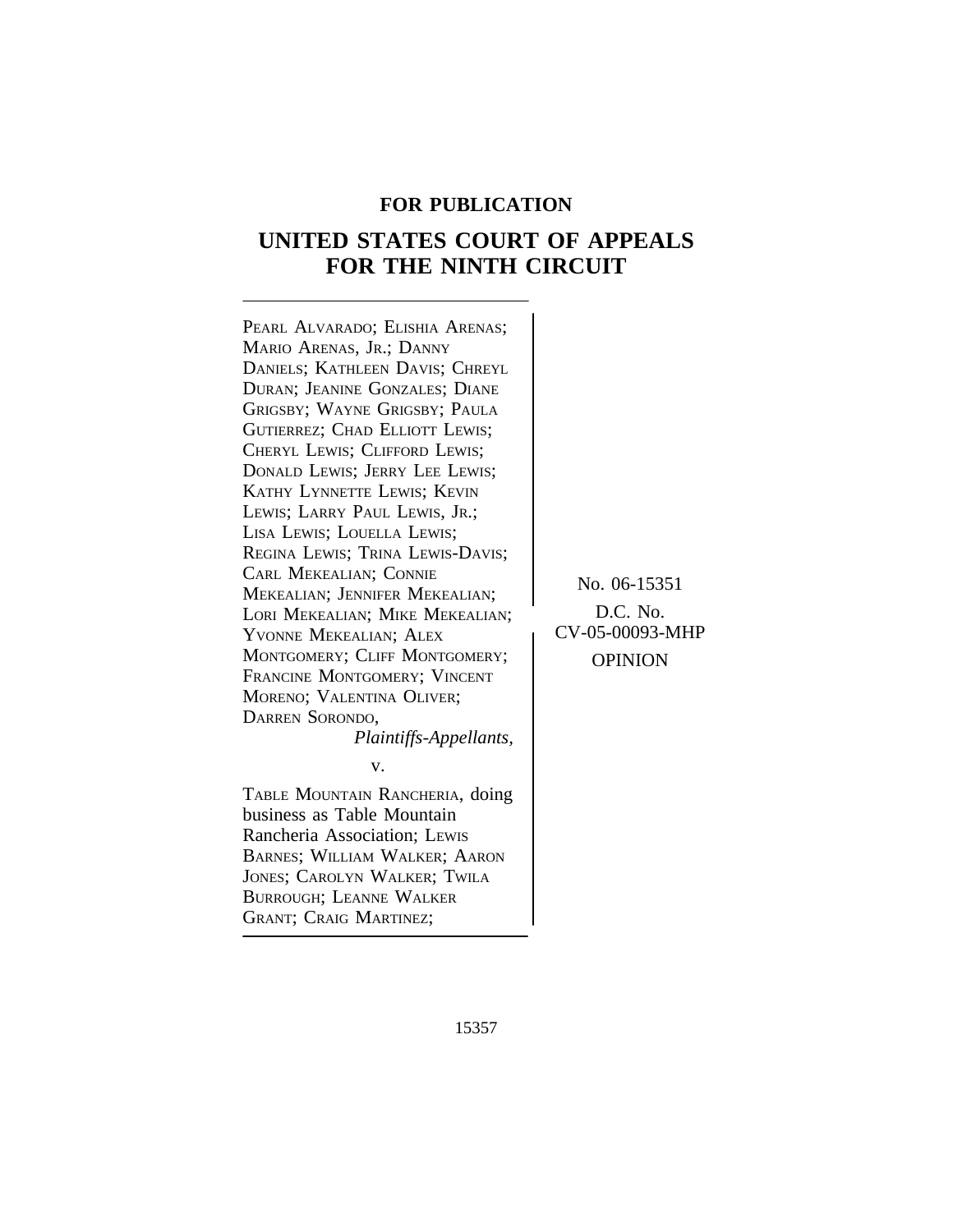**FOR PUBLICATION**

# UNITED STATES COURT OF APPEALS FOR THE NINTH CIRCUIT

PEARL ALVARADO; ELISHIA ARENAS; MARIO ARENAS, JR.; DANNY DANIELS; KATHLEEN DAVIS; CHREYL DURAN; JEANINE GONZALES; DIANE GRIGSBY; WAYNE GRIGSBY; PAULA GUTIERREZ; CHAD ELLIOTT LEWIS; CHERYL LEWIS; CLIFFORD LEWIS; DONALD LEWIS; JERRY LEE LEWIS; KATHY LYNNETTE LEWIS; KEVIN LEWIS; LARRY PAUL LEWIS, JR.; LISA LEWIS; LOUELLA LEWIS; REGINA LEWIS; TRINA LEWIS-DAVIS; CARL MEKEALIAN; CONNIE MEKEALIAN; JENNIFER MEKEALIAN; LORI MEKEALIAN; MIKE MEKEALIAN; YVONNE MEKEALIAN; ALEX MONTGOMERY; CLIFF MONTGOMERY; FRANCINE MONTGOMERY; VINCENT MORENO; VALENTINA OLIVER; DARREN SORONDO,

*Plaintiffs-Appellants,*

v.

TABLE MOUNTAIN RANCHERIA, doing business as Table Mountain Rancheria Association; LEWIS BARNES; WILLIAM WALKER; AARON JONES; CAROLYN WALKER; TWILA BURROUGH; LEANNE WALKER GRANT; CRAIG MARTINEZ;

No. 06-15351

D.C. No. CV-05-00093-MHP

OPINION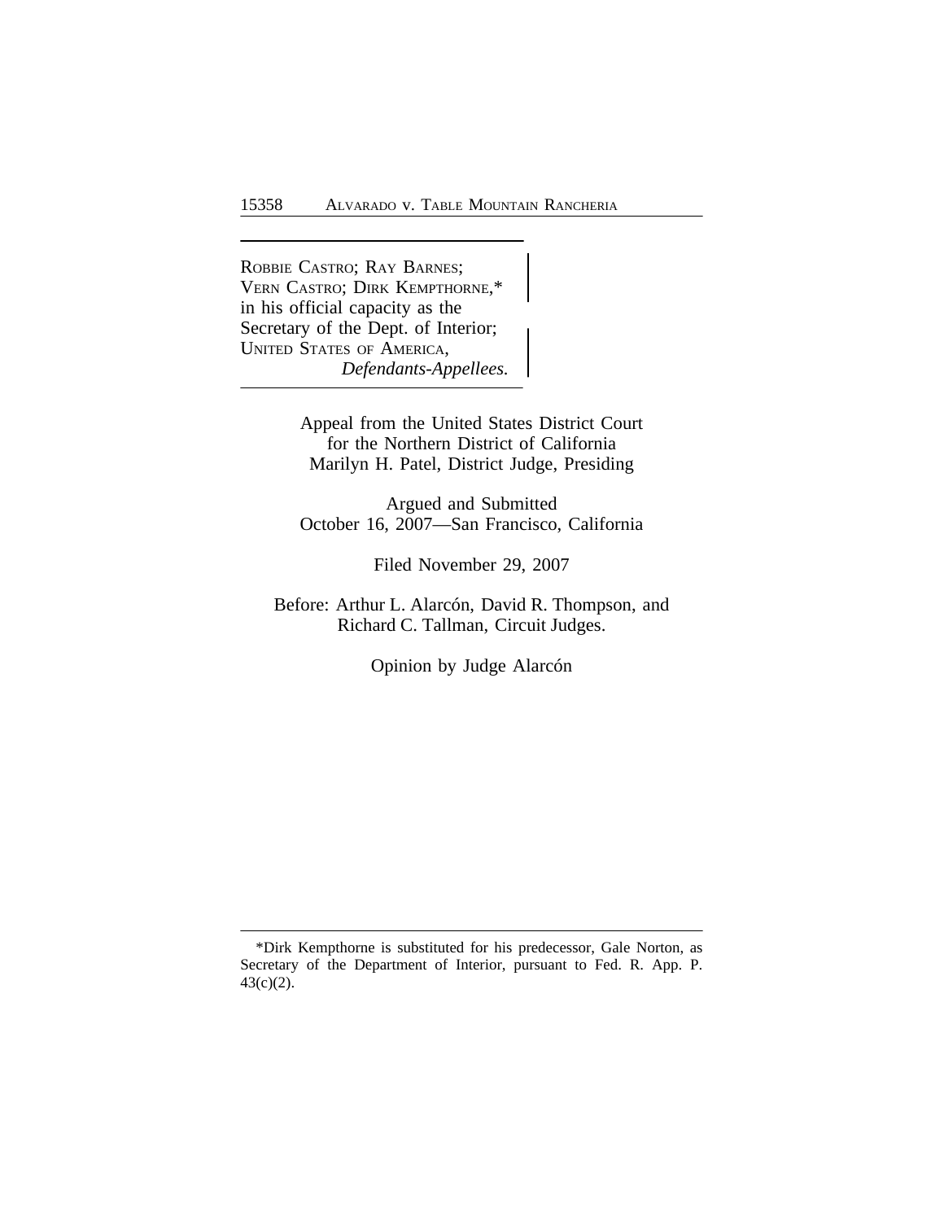ROBBIE CASTRO; RAY BARNES; VERN CASTRO; DIRK KEMPTHORNE,* in his official capacity as the Secretary of the Dept. of Interior; UNITED STATES OF AMERICA,
*Defendants-Appellees.*

Appeal from the United States District Court
for the Northern District of California
Marilyn H. Patel, District Judge, Presiding

Argued and Submitted
October 16, 2007—San Francisco, California

Filed November 29, 2007

Before: Arthur L. Alarcón, David R. Thompson, and
Richard C. Tallman, Circuit Judges.

Opinion by Judge Alarcón

---

*Dirk Kempthorne is substituted for his predecessor, Gale Norton, as Secretary of the Department of Interior, pursuant to Fed. R. App. P. 43(c)(2).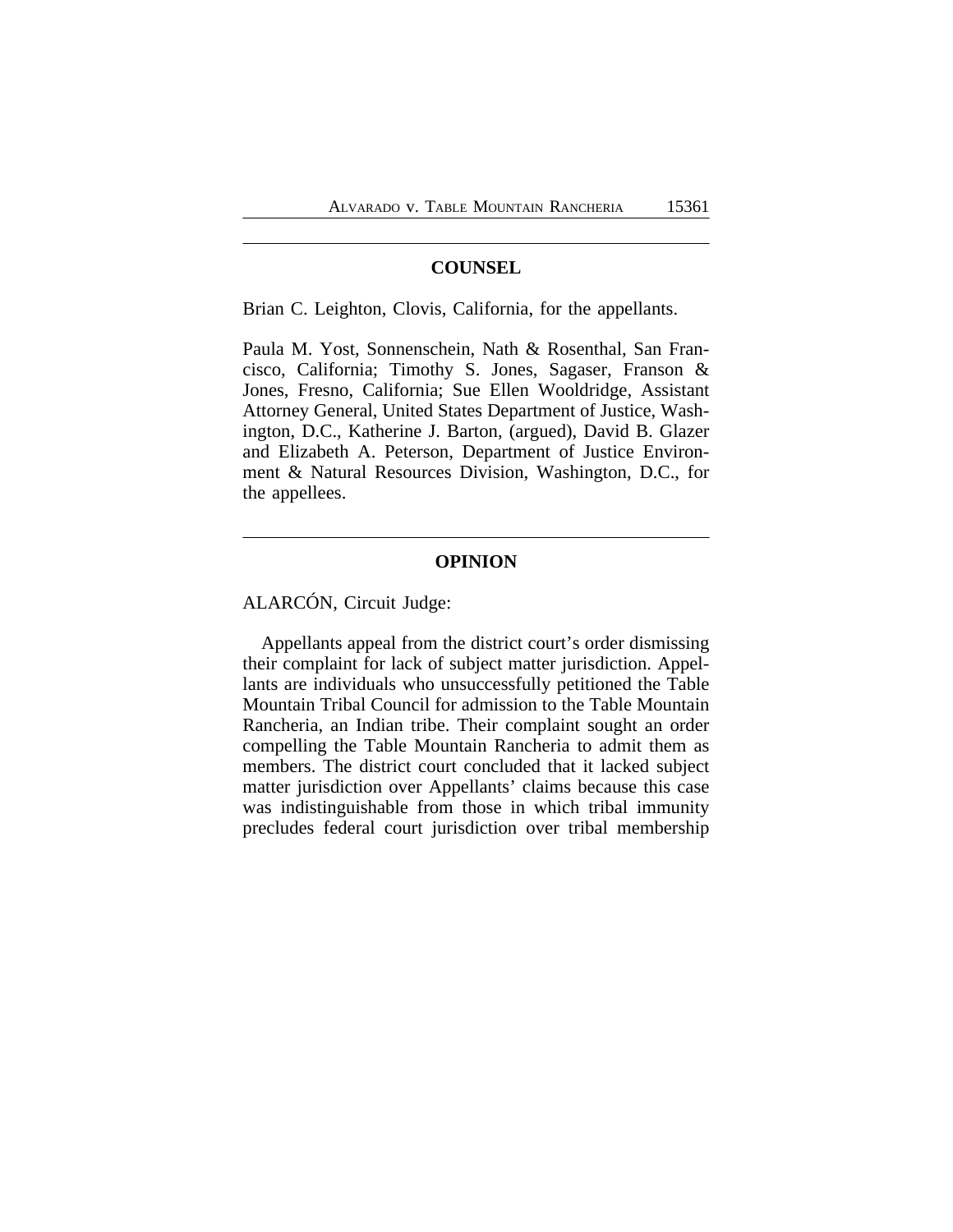## COUNSEL

Brian C. Leighton, Clovis, California, for the appellants.

Paula M. Yost, Sonnenschein, Nath & Rosenthal, San Francisco, California; Timothy S. Jones, Sagaser, Franson & Jones, Fresno, California; Sue Ellen Wooldridge, Assistant Attorney General, United States Department of Justice, Washington, D.C., Katherine J. Barton, (argued), David B. Glazer and Elizabeth A. Peterson, Department of Justice Environment & Natural Resources Division, Washington, D.C., for the appellees.

## OPINION

ALARCÓN, Circuit Judge:

Appellants appeal from the district court's order dismissing their complaint for lack of subject matter jurisdiction. Appellants are individuals who unsuccessfully petitioned the Table Mountain Tribal Council for admission to the Table Mountain Rancheria, an Indian tribe. Their complaint sought an order compelling the Table Mountain Rancheria to admit them as members. The district court concluded that it lacked subject matter jurisdiction over Appellants' claims because this case was indistinguishable from those in which tribal immunity precludes federal court jurisdiction over tribal membership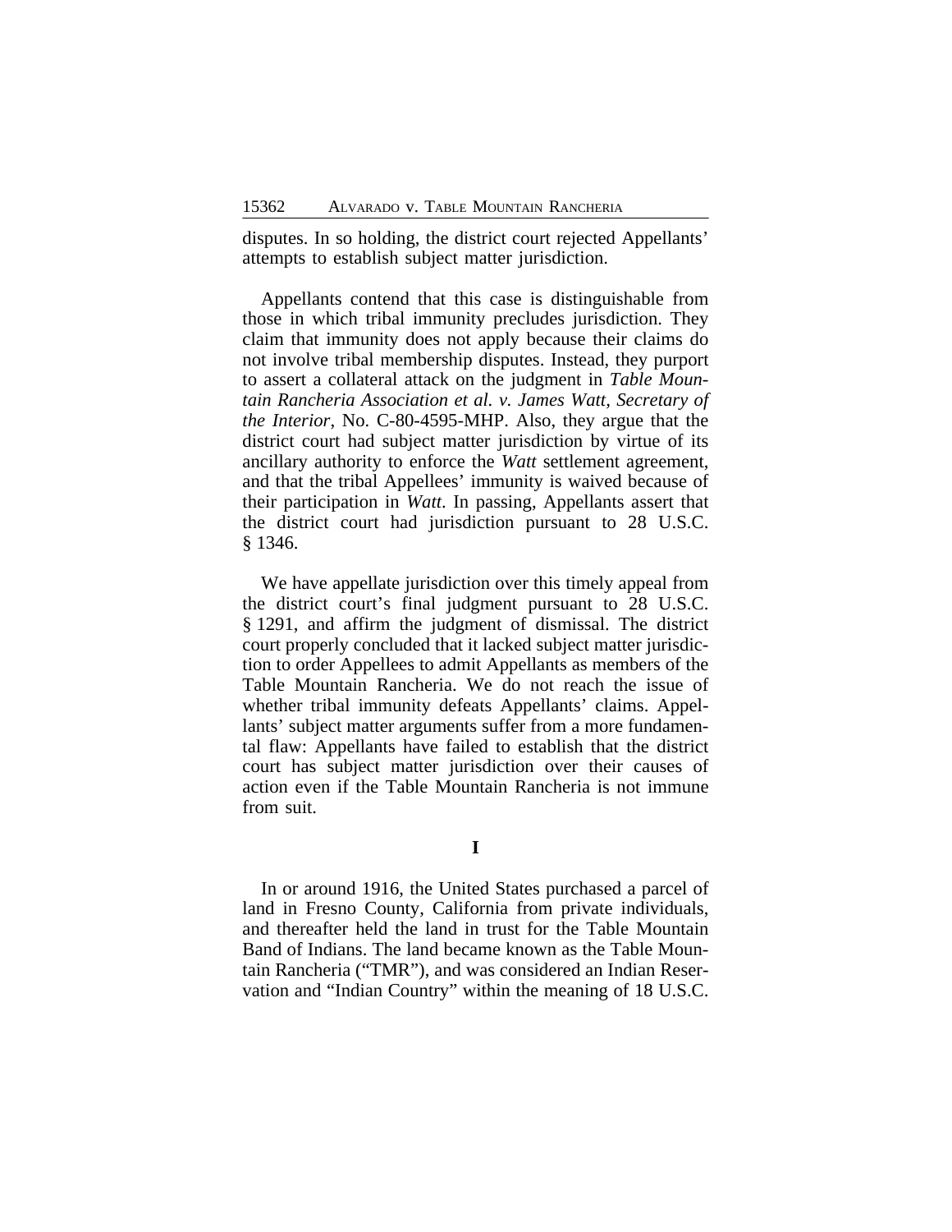disputes. In so holding, the district court rejected Appellants' attempts to establish subject matter jurisdiction.

Appellants contend that this case is distinguishable from those in which tribal immunity precludes jurisdiction. They claim that immunity does not apply because their claims do not involve tribal membership disputes. Instead, they purport to assert a collateral attack on the judgment in *Table Mountain Rancheria Association et al. v. James Watt, Secretary of the Interior*, No. C-80-4595-MHP. Also, they argue that the district court had subject matter jurisdiction by virtue of its ancillary authority to enforce the *Watt* settlement agreement, and that the tribal Appellees' immunity is waived because of their participation in *Watt*. In passing, Appellants assert that the district court had jurisdiction pursuant to 28 U.S.C. § 1346.

We have appellate jurisdiction over this timely appeal from the district court's final judgment pursuant to 28 U.S.C. § 1291, and affirm the judgment of dismissal. The district court properly concluded that it lacked subject matter jurisdiction to order Appellees to admit Appellants as members of the Table Mountain Rancheria. We do not reach the issue of whether tribal immunity defeats Appellants' claims. Appellants' subject matter arguments suffer from a more fundamental flaw: Appellants have failed to establish that the district court has subject matter jurisdiction over their causes of action even if the Table Mountain Rancheria is not immune from suit.

## I

In or around 1916, the United States purchased a parcel of land in Fresno County, California from private individuals, and thereafter held the land in trust for the Table Mountain Band of Indians. The land became known as the Table Mountain Rancheria ("TMR"), and was considered an Indian Reservation and "Indian Country" within the meaning of 18 U.S.C.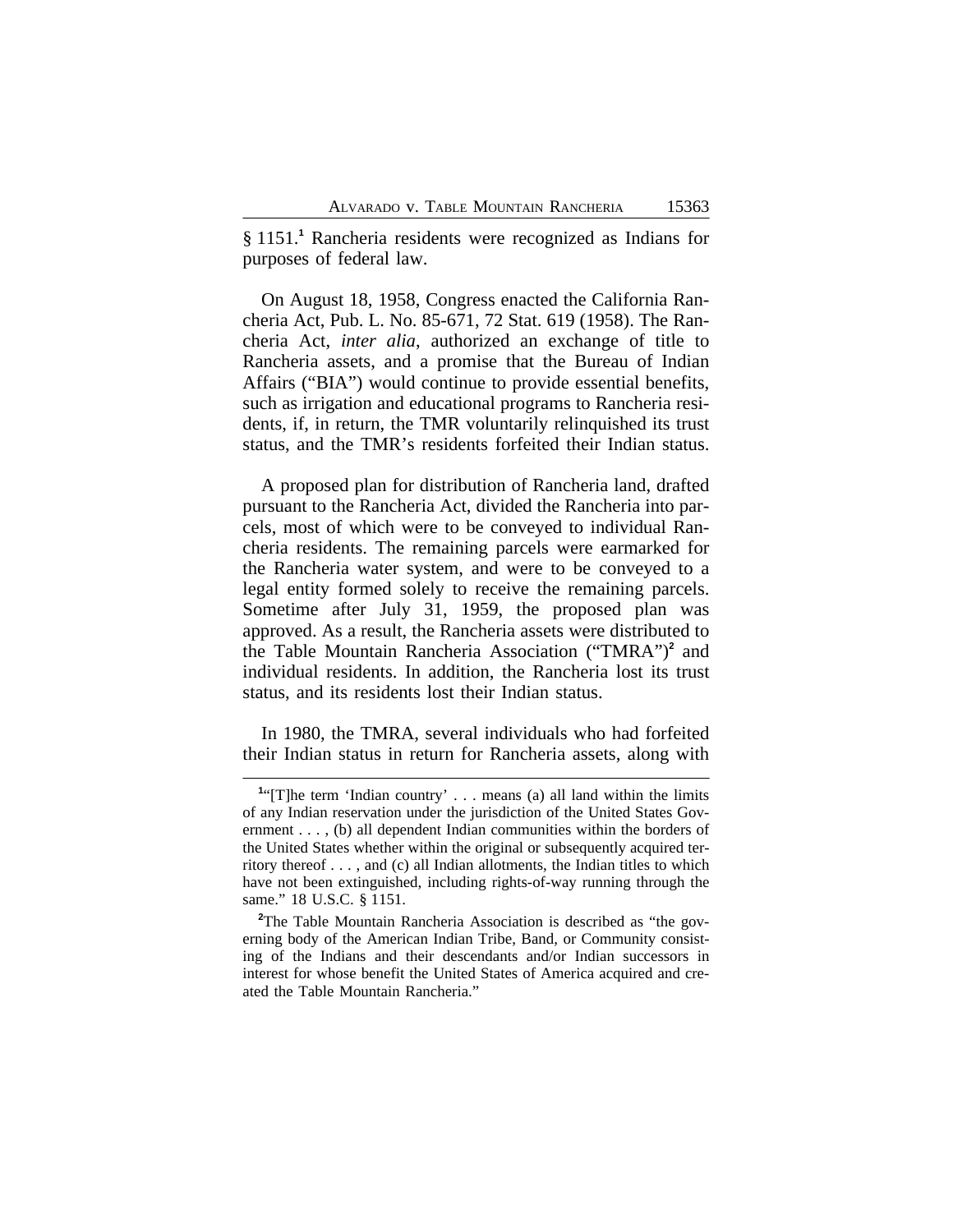§ 1151.[1] Rancheria residents were recognized as Indians for purposes of federal law.

On August 18, 1958, Congress enacted the California Rancheria Act, Pub. L. No. 85-671, 72 Stat. 619 (1958). The Rancheria Act, *inter alia*, authorized an exchange of title to Rancheria assets, and a promise that the Bureau of Indian Affairs ("BIA") would continue to provide essential benefits, such as irrigation and educational programs to Rancheria residents, if, in return, the TMR voluntarily relinquished its trust status, and the TMR's residents forfeited their Indian status.

A proposed plan for distribution of Rancheria land, drafted pursuant to the Rancheria Act, divided the Rancheria into parcels, most of which were to be conveyed to individual Rancheria residents. The remaining parcels were earmarked for the Rancheria water system, and were to be conveyed to a legal entity formed solely to receive the remaining parcels. Sometime after July 31, 1959, the proposed plan was approved. As a result, the Rancheria assets were distributed to the Table Mountain Rancheria Association ("TMRA")[2] and individual residents. In addition, the Rancheria lost its trust status, and its residents lost their Indian status.

In 1980, the TMRA, several individuals who had forfeited their Indian status in return for Rancheria assets, along with

---

[1]"[T]he term 'Indian country' . . . means (a) all land within the limits of any Indian reservation under the jurisdiction of the United States Government . . . , (b) all dependent Indian communities within the borders of the United States whether within the original or subsequently acquired territory thereof . . . , and (c) all Indian allotments, the Indian titles to which have not been extinguished, including rights-of-way running through the same." 18 U.S.C. § 1151.

[2]The Table Mountain Rancheria Association is described as "the governing body of the American Indian Tribe, Band, or Community consisting of the Indians and their descendants and/or Indian successors in interest for whose benefit the United States of America acquired and created the Table Mountain Rancheria."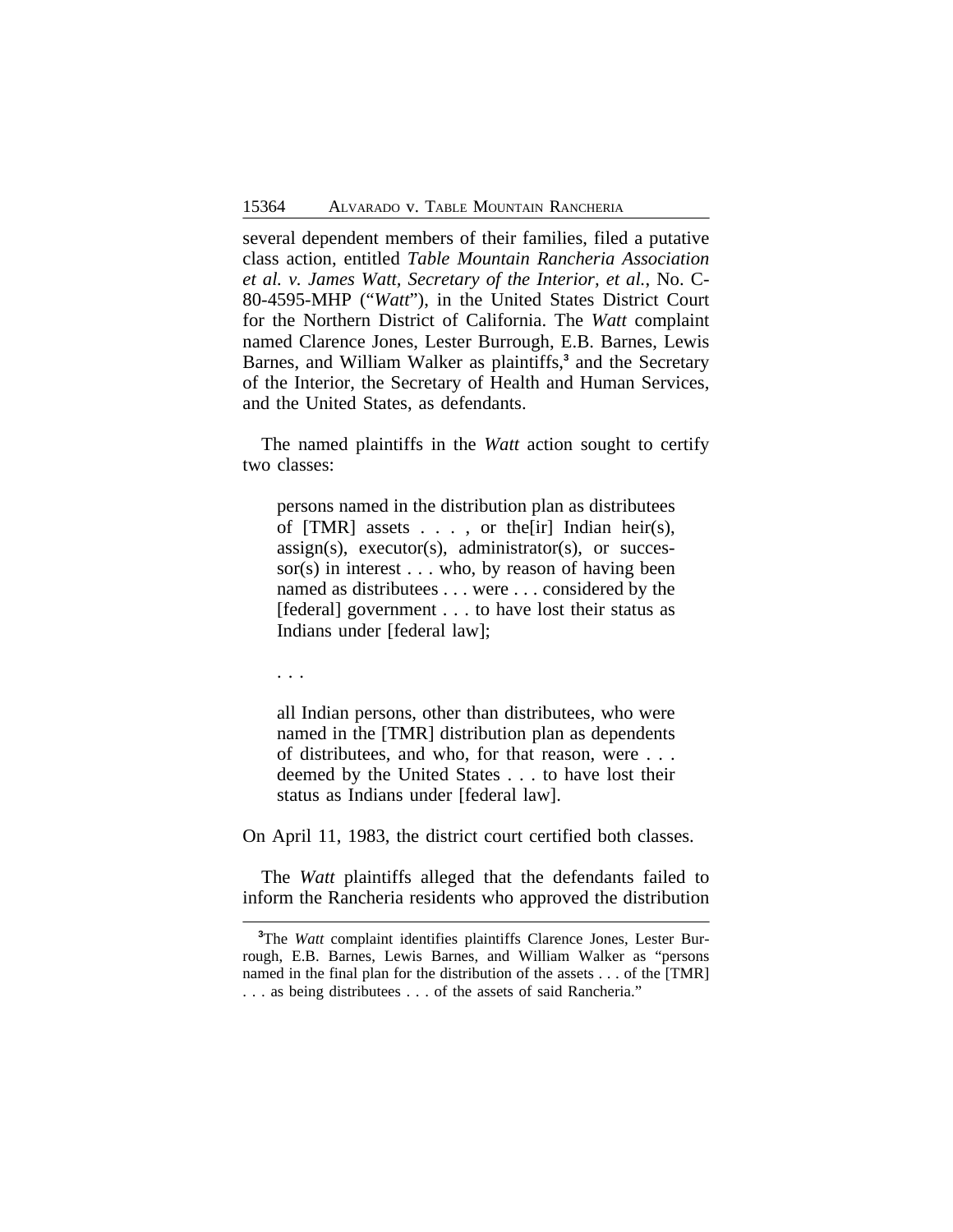several dependent members of their families, filed a putative class action, entitled *Table Mountain Rancheria Association et al. v. James Watt, Secretary of the Interior, et al.*, No. C-80-4595-MHP ("*Watt*"), in the United States District Court for the Northern District of California. The *Watt* complaint named Clarence Jones, Lester Burrough, E.B. Barnes, Lewis Barnes, and William Walker as plaintiffs,[3] and the Secretary of the Interior, the Secretary of Health and Human Services, and the United States, as defendants.

The named plaintiffs in the *Watt* action sought to certify two classes:

> persons named in the distribution plan as distributees of [TMR] assets . . . , or the[ir] Indian heir(s), assign(s), executor(s), administrator(s), or successor(s) in interest . . . who, by reason of having been named as distributees . . . were . . . considered by the [federal] government . . . to have lost their status as Indians under [federal law];
>
> . . .
>
> all Indian persons, other than distributees, who were named in the [TMR] distribution plan as dependents of distributees, and who, for that reason, were . . . deemed by the United States . . . to have lost their status as Indians under [federal law].

On April 11, 1983, the district court certified both classes.

The *Watt* plaintiffs alleged that the defendants failed to inform the Rancheria residents who approved the distribution

[3]The *Watt* complaint identifies plaintiffs Clarence Jones, Lester Burrough, E.B. Barnes, Lewis Barnes, and William Walker as "persons named in the final plan for the distribution of the assets . . . of the [TMR] . . . as being distributees . . . of the assets of said Rancheria."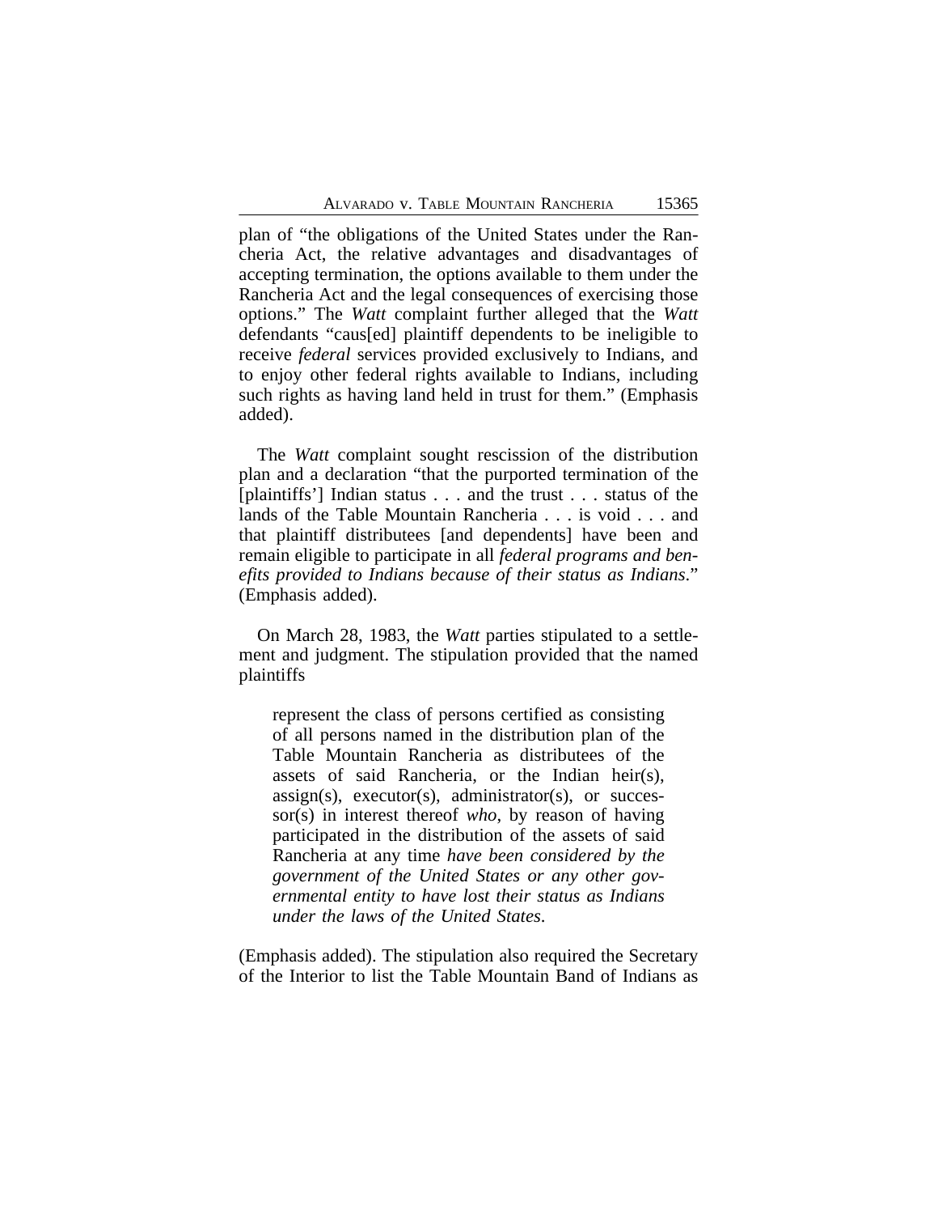plan of "the obligations of the United States under the Rancheria Act, the relative advantages and disadvantages of accepting termination, the options available to them under the Rancheria Act and the legal consequences of exercising those options." The *Watt* complaint further alleged that the *Watt* defendants "caus[ed] plaintiff dependents to be ineligible to receive *federal* services provided exclusively to Indians, and to enjoy other federal rights available to Indians, including such rights as having land held in trust for them." (Emphasis added).

The *Watt* complaint sought rescission of the distribution plan and a declaration "that the purported termination of the [plaintiffs'] Indian status . . . and the trust . . . status of the lands of the Table Mountain Rancheria . . . is void . . . and that plaintiff distributees [and dependents] have been and remain eligible to participate in all *federal programs and benefits provided to Indians because of their status as Indians*." (Emphasis added).

On March 28, 1983, the *Watt* parties stipulated to a settlement and judgment. The stipulation provided that the named plaintiffs

> represent the class of persons certified as consisting of all persons named in the distribution plan of the Table Mountain Rancheria as distributees of the assets of said Rancheria, or the Indian heir(s), assign(s), executor(s), administrator(s), or successor(s) in interest thereof *who*, by reason of having participated in the distribution of the assets of said Rancheria at any time *have been considered by the government of the United States or any other governmental entity to have lost their status as Indians under the laws of the United States*.

(Emphasis added). The stipulation also required the Secretary of the Interior to list the Table Mountain Band of Indians as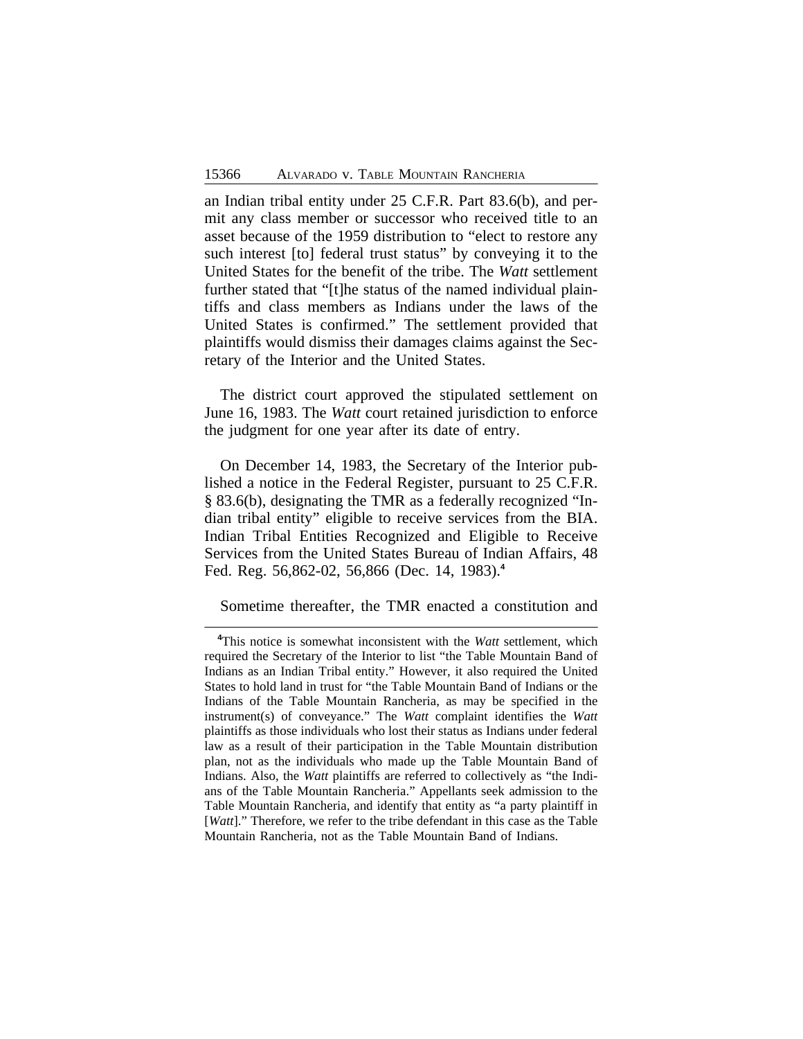an Indian tribal entity under 25 C.F.R. Part 83.6(b), and permit any class member or successor who received title to an asset because of the 1959 distribution to "elect to restore any such interest [to] federal trust status" by conveying it to the United States for the benefit of the tribe. The *Watt* settlement further stated that "[t]he status of the named individual plaintiffs and class members as Indians under the laws of the United States is confirmed." The settlement provided that plaintiffs would dismiss their damages claims against the Secretary of the Interior and the United States.

The district court approved the stipulated settlement on June 16, 1983. The *Watt* court retained jurisdiction to enforce the judgment for one year after its date of entry.

On December 14, 1983, the Secretary of the Interior published a notice in the Federal Register, pursuant to 25 C.F.R. § 83.6(b), designating the TMR as a federally recognized "Indian tribal entity" eligible to receive services from the BIA. Indian Tribal Entities Recognized and Eligible to Receive Services from the United States Bureau of Indian Affairs, 48 Fed. Reg. 56,862-02, 56,866 (Dec. 14, 1983).[4]

Sometime thereafter, the TMR enacted a constitution and

[4]This notice is somewhat inconsistent with the *Watt* settlement, which required the Secretary of the Interior to list "the Table Mountain Band of Indians as an Indian Tribal entity." However, it also required the United States to hold land in trust for "the Table Mountain Band of Indians or the Indians of the Table Mountain Rancheria, as may be specified in the instrument(s) of conveyance." The *Watt* complaint identifies the *Watt* plaintiffs as those individuals who lost their status as Indians under federal law as a result of their participation in the Table Mountain distribution plan, not as the individuals who made up the Table Mountain Band of Indians. Also, the *Watt* plaintiffs are referred to collectively as "the Indians of the Table Mountain Rancheria." Appellants seek admission to the Table Mountain Rancheria, and identify that entity as "a party plaintiff in [*Watt*]." Therefore, we refer to the tribe defendant in this case as the Table Mountain Rancheria, not as the Table Mountain Band of Indians.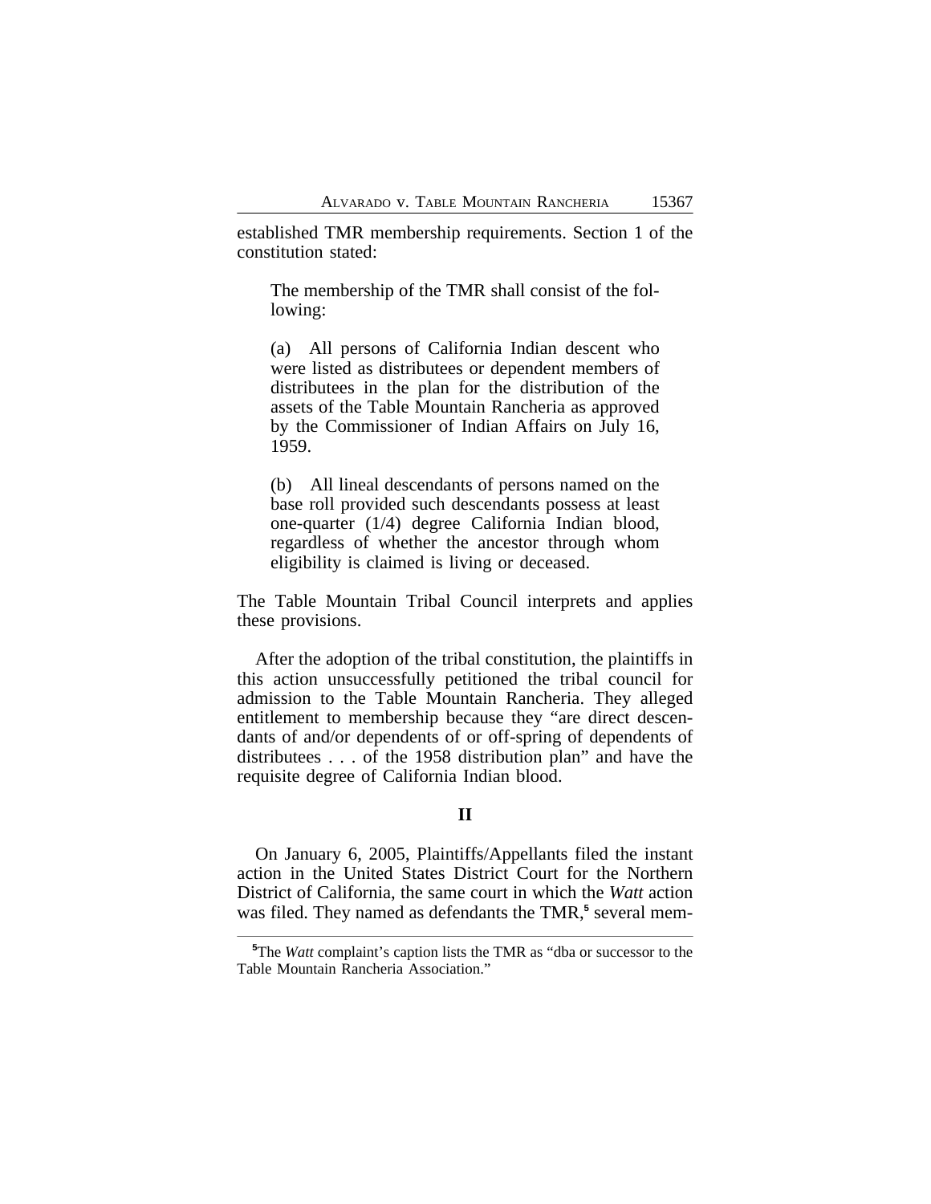established TMR membership requirements. Section 1 of the constitution stated:

> The membership of the TMR shall consist of the following:
>
> (a) All persons of California Indian descent who were listed as distributees or dependent members of distributees in the plan for the distribution of the assets of the Table Mountain Rancheria as approved by the Commissioner of Indian Affairs on July 16, 1959.
>
> (b) All lineal descendants of persons named on the base roll provided such descendants possess at least one-quarter (1/4) degree California Indian blood, regardless of whether the ancestor through whom eligibility is claimed is living or deceased.

The Table Mountain Tribal Council interprets and applies these provisions.

After the adoption of the tribal constitution, the plaintiffs in this action unsuccessfully petitioned the tribal council for admission to the Table Mountain Rancheria. They alleged entitlement to membership because they "are direct descendants of and/or dependents of or off-spring of dependents of distributees . . . of the 1958 distribution plan" and have the requisite degree of California Indian blood.

## II

On January 6, 2005, Plaintiffs/Appellants filed the instant action in the United States District Court for the Northern District of California, the same court in which the *Watt* action was filed. They named as defendants the TMR,[5] several mem-

---

[5] The *Watt* complaint's caption lists the TMR as "dba or successor to the Table Mountain Rancheria Association."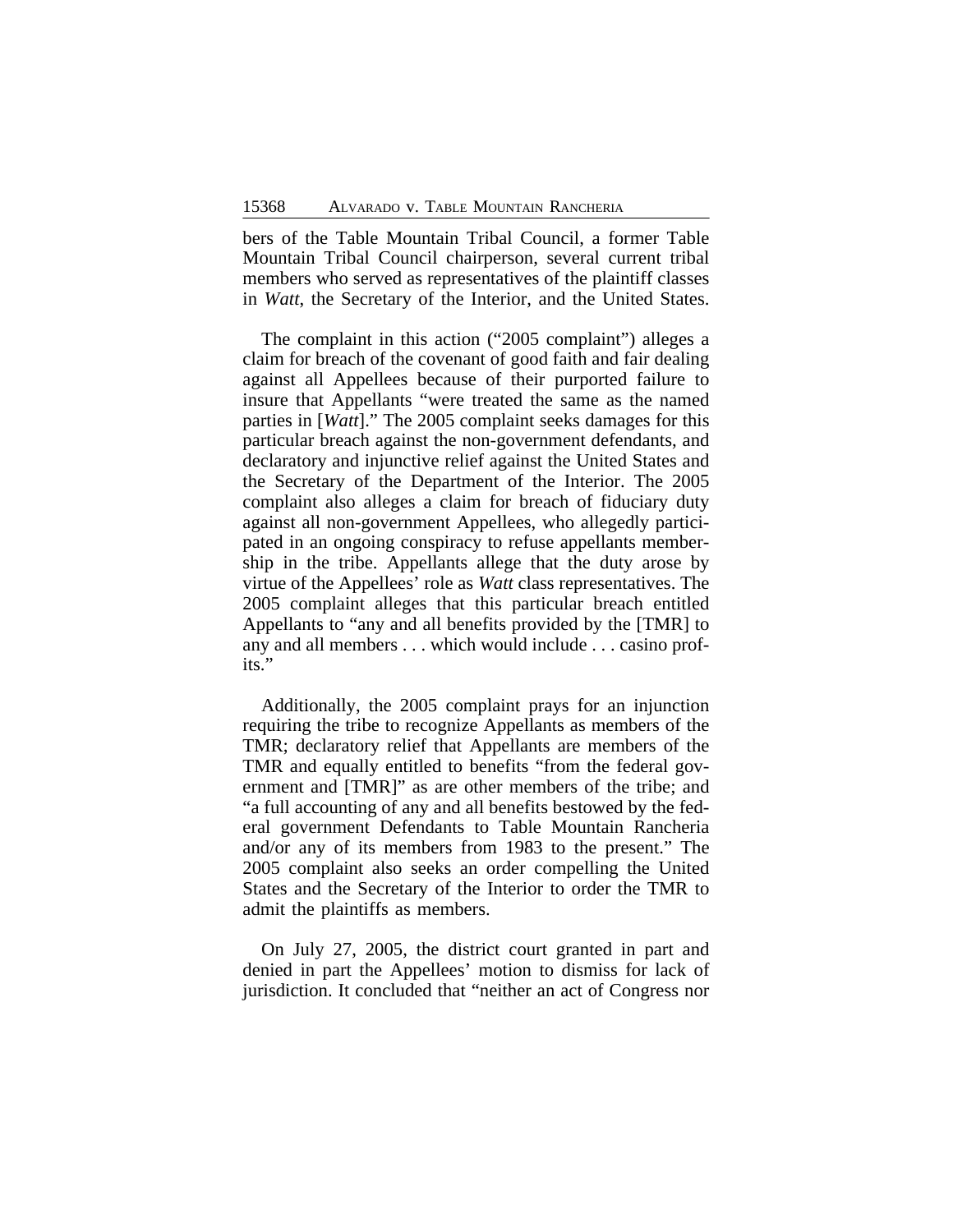bers of the Table Mountain Tribal Council, a former Table Mountain Tribal Council chairperson, several current tribal members who served as representatives of the plaintiff classes in *Watt*, the Secretary of the Interior, and the United States.

The complaint in this action ("2005 complaint") alleges a claim for breach of the covenant of good faith and fair dealing against all Appellees because of their purported failure to insure that Appellants "were treated the same as the named parties in [*Watt*]." The 2005 complaint seeks damages for this particular breach against the non-government defendants, and declaratory and injunctive relief against the United States and the Secretary of the Department of the Interior. The 2005 complaint also alleges a claim for breach of fiduciary duty against all non-government Appellees, who allegedly participated in an ongoing conspiracy to refuse appellants membership in the tribe. Appellants allege that the duty arose by virtue of the Appellees' role as *Watt* class representatives. The 2005 complaint alleges that this particular breach entitled Appellants to "any and all benefits provided by the [TMR] to any and all members . . . which would include . . . casino profits."

Additionally, the 2005 complaint prays for an injunction requiring the tribe to recognize Appellants as members of the TMR; declaratory relief that Appellants are members of the TMR and equally entitled to benefits "from the federal government and [TMR]" as are other members of the tribe; and "a full accounting of any and all benefits bestowed by the federal government Defendants to Table Mountain Rancheria and/or any of its members from 1983 to the present." The 2005 complaint also seeks an order compelling the United States and the Secretary of the Interior to order the TMR to admit the plaintiffs as members.

On July 27, 2005, the district court granted in part and denied in part the Appellees' motion to dismiss for lack of jurisdiction. It concluded that "neither an act of Congress nor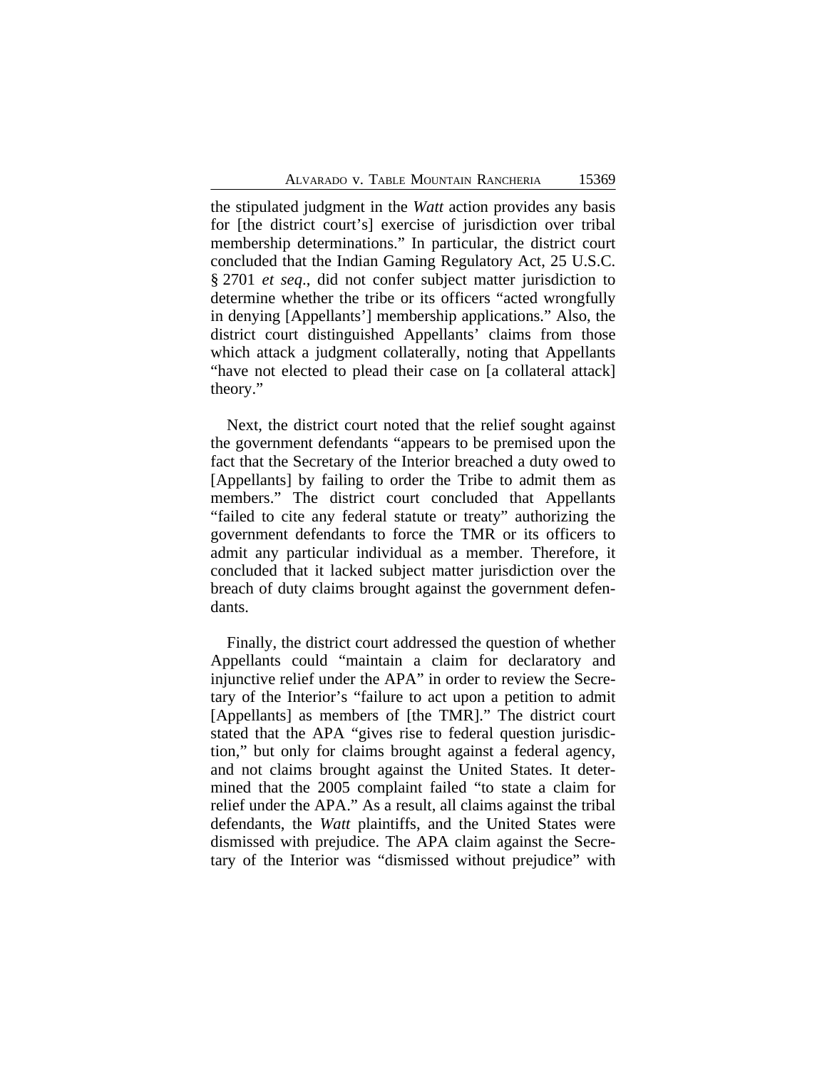the stipulated judgment in the *Watt* action provides any basis for [the district court's] exercise of jurisdiction over tribal membership determinations." In particular, the district court concluded that the Indian Gaming Regulatory Act, 25 U.S.C. § 2701 *et seq*., did not confer subject matter jurisdiction to determine whether the tribe or its officers "acted wrongfully in denying [Appellants'] membership applications." Also, the district court distinguished Appellants' claims from those which attack a judgment collaterally, noting that Appellants "have not elected to plead their case on [a collateral attack] theory."

Next, the district court noted that the relief sought against the government defendants "appears to be premised upon the fact that the Secretary of the Interior breached a duty owed to [Appellants] by failing to order the Tribe to admit them as members." The district court concluded that Appellants "failed to cite any federal statute or treaty" authorizing the government defendants to force the TMR or its officers to admit any particular individual as a member. Therefore, it concluded that it lacked subject matter jurisdiction over the breach of duty claims brought against the government defendants.

Finally, the district court addressed the question of whether Appellants could "maintain a claim for declaratory and injunctive relief under the APA" in order to review the Secretary of the Interior's "failure to act upon a petition to admit [Appellants] as members of [the TMR]." The district court stated that the APA "gives rise to federal question jurisdiction," but only for claims brought against a federal agency, and not claims brought against the United States. It determined that the 2005 complaint failed "to state a claim for relief under the APA." As a result, all claims against the tribal defendants, the *Watt* plaintiffs, and the United States were dismissed with prejudice. The APA claim against the Secretary of the Interior was "dismissed without prejudice" with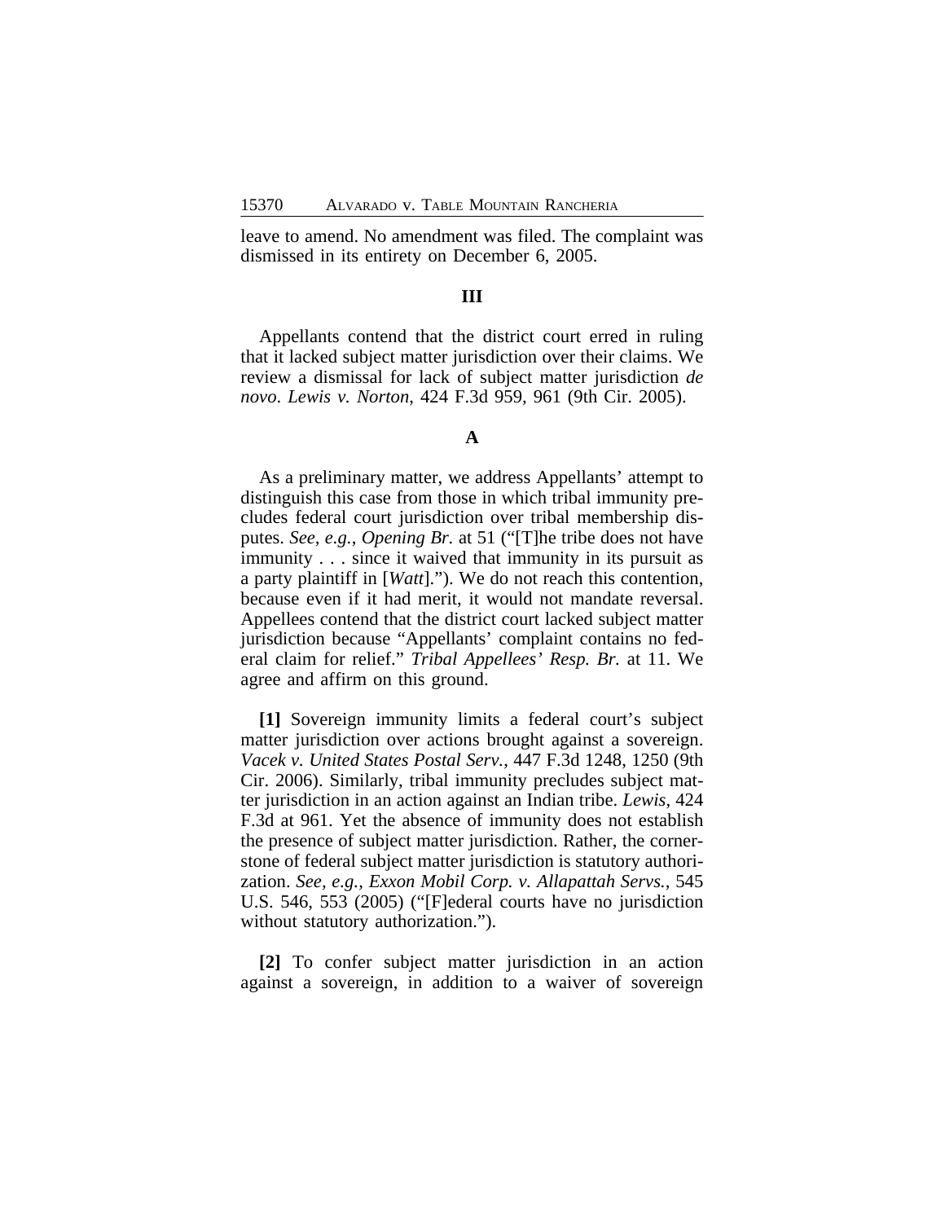leave to amend. No amendment was filed. The complaint was dismissed in its entirety on December 6, 2005.

### III

Appellants contend that the district court erred in ruling that it lacked subject matter jurisdiction over their claims. We review a dismissal for lack of subject matter jurisdiction *de novo*. *Lewis v. Norton*, 424 F.3d 959, 961 (9th Cir. 2005).

### A

As a preliminary matter, we address Appellants' attempt to distinguish this case from those in which tribal immunity precludes federal court jurisdiction over tribal membership disputes. *See, e.g.*, *Opening Br.* at 51 ("[T]he tribe does not have immunity . . . since it waived that immunity in its pursuit as a party plaintiff in [*Watt*]."). We do not reach this contention, because even if it had merit, it would not mandate reversal. Appellees contend that the district court lacked subject matter jurisdiction because "Appellants' complaint contains no federal claim for relief." *Tribal Appellees' Resp. Br.* at 11. We agree and affirm on this ground.

**[1]** Sovereign immunity limits a federal court's subject matter jurisdiction over actions brought against a sovereign. *Vacek v. United States Postal Serv.*, 447 F.3d 1248, 1250 (9th Cir. 2006). Similarly, tribal immunity precludes subject matter jurisdiction in an action against an Indian tribe. *Lewis*, 424 F.3d at 961. Yet the absence of immunity does not establish the presence of subject matter jurisdiction. Rather, the cornerstone of federal subject matter jurisdiction is statutory authorization. *See, e.g.*, *Exxon Mobil Corp. v. Allapattah Servs.*, 545 U.S. 546, 553 (2005) ("[F]ederal courts have no jurisdiction without statutory authorization.").

**[2]** To confer subject matter jurisdiction in an action against a sovereign, in addition to a waiver of sovereign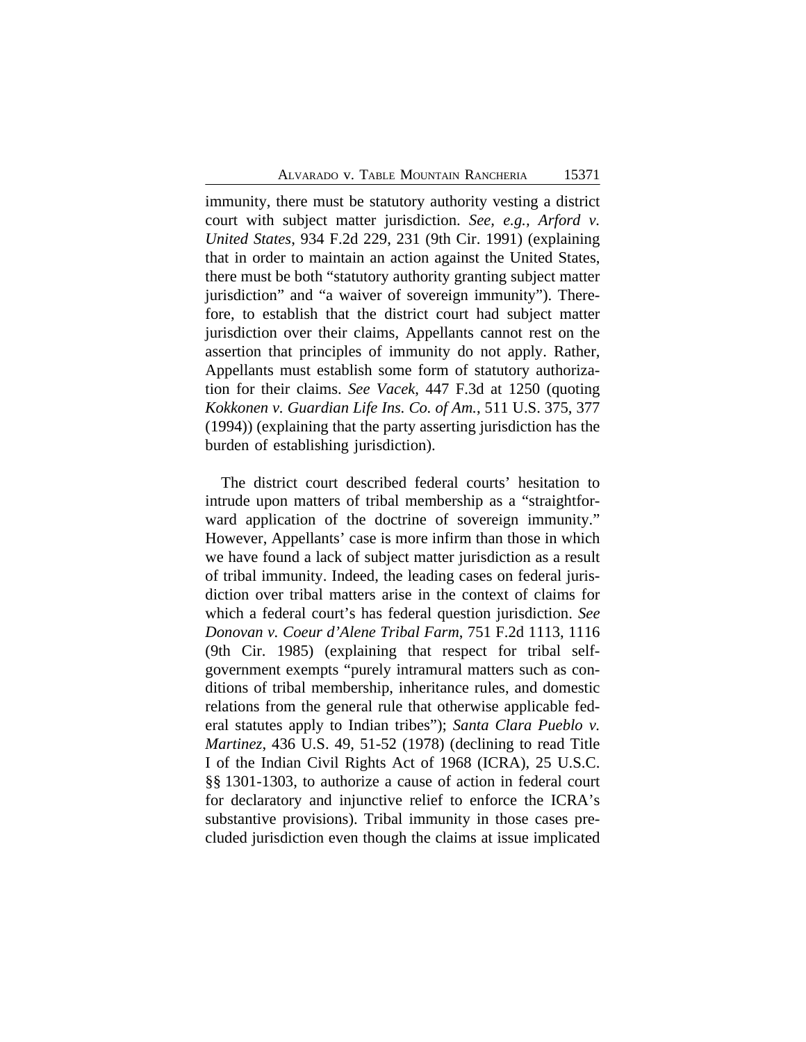immunity, there must be statutory authority vesting a district court with subject matter jurisdiction. *See, e.g., Arford v. United States*, 934 F.2d 229, 231 (9th Cir. 1991) (explaining that in order to maintain an action against the United States, there must be both "statutory authority granting subject matter jurisdiction" and "a waiver of sovereign immunity"). Therefore, to establish that the district court had subject matter jurisdiction over their claims, Appellants cannot rest on the assertion that principles of immunity do not apply. Rather, Appellants must establish some form of statutory authorization for their claims. *See Vacek*, 447 F.3d at 1250 (quoting *Kokkonen v. Guardian Life Ins. Co. of Am.*, 511 U.S. 375, 377 (1994)) (explaining that the party asserting jurisdiction has the burden of establishing jurisdiction).

The district court described federal courts' hesitation to intrude upon matters of tribal membership as a "straightforward application of the doctrine of sovereign immunity." However, Appellants' case is more infirm than those in which we have found a lack of subject matter jurisdiction as a result of tribal immunity. Indeed, the leading cases on federal jurisdiction over tribal matters arise in the context of claims for which a federal court's has federal question jurisdiction. *See Donovan v. Coeur d'Alene Tribal Farm*, 751 F.2d 1113, 1116 (9th Cir. 1985) (explaining that respect for tribal self-government exempts "purely intramural matters such as conditions of tribal membership, inheritance rules, and domestic relations from the general rule that otherwise applicable federal statutes apply to Indian tribes"); *Santa Clara Pueblo v. Martinez*, 436 U.S. 49, 51-52 (1978) (declining to read Title I of the Indian Civil Rights Act of 1968 (ICRA), 25 U.S.C. §§ 1301-1303, to authorize a cause of action in federal court for declaratory and injunctive relief to enforce the ICRA's substantive provisions). Tribal immunity in those cases precluded jurisdiction even though the claims at issue implicated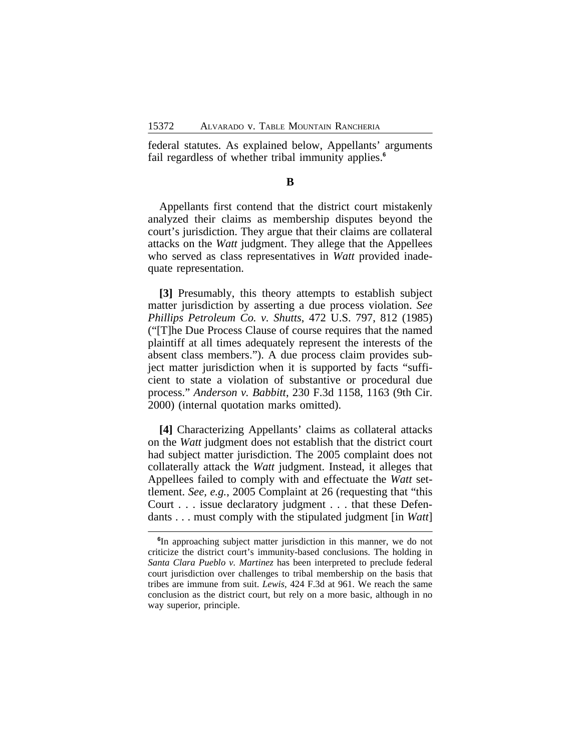federal statutes. As explained below, Appellants' arguments fail regardless of whether tribal immunity applies.[6]

### B

Appellants first contend that the district court mistakenly analyzed their claims as membership disputes beyond the court's jurisdiction. They argue that their claims are collateral attacks on the *Watt* judgment. They allege that the Appellees who served as class representatives in *Watt* provided inadequate representation.

**[3]** Presumably, this theory attempts to establish subject matter jurisdiction by asserting a due process violation. *See Phillips Petroleum Co. v. Shutts*, 472 U.S. 797, 812 (1985) ("[T]he Due Process Clause of course requires that the named plaintiff at all times adequately represent the interests of the absent class members."). A due process claim provides subject matter jurisdiction when it is supported by facts "sufficient to state a violation of substantive or procedural due process." *Anderson v. Babbitt*, 230 F.3d 1158, 1163 (9th Cir. 2000) (internal quotation marks omitted).

**[4]** Characterizing Appellants' claims as collateral attacks on the *Watt* judgment does not establish that the district court had subject matter jurisdiction. The 2005 complaint does not collaterally attack the *Watt* judgment. Instead, it alleges that Appellees failed to comply with and effectuate the *Watt* settlement. *See, e.g.*, 2005 Complaint at 26 (requesting that "this Court . . . issue declaratory judgment . . . that these Defendants . . . must comply with the stipulated judgment [in *Watt*]

---

[6]In approaching subject matter jurisdiction in this manner, we do not criticize the district court's immunity-based conclusions. The holding in *Santa Clara Pueblo v. Martinez* has been interpreted to preclude federal court jurisdiction over challenges to tribal membership on the basis that tribes are immune from suit. *Lewis*, 424 F.3d at 961. We reach the same conclusion as the district court, but rely on a more basic, although in no way superior, principle.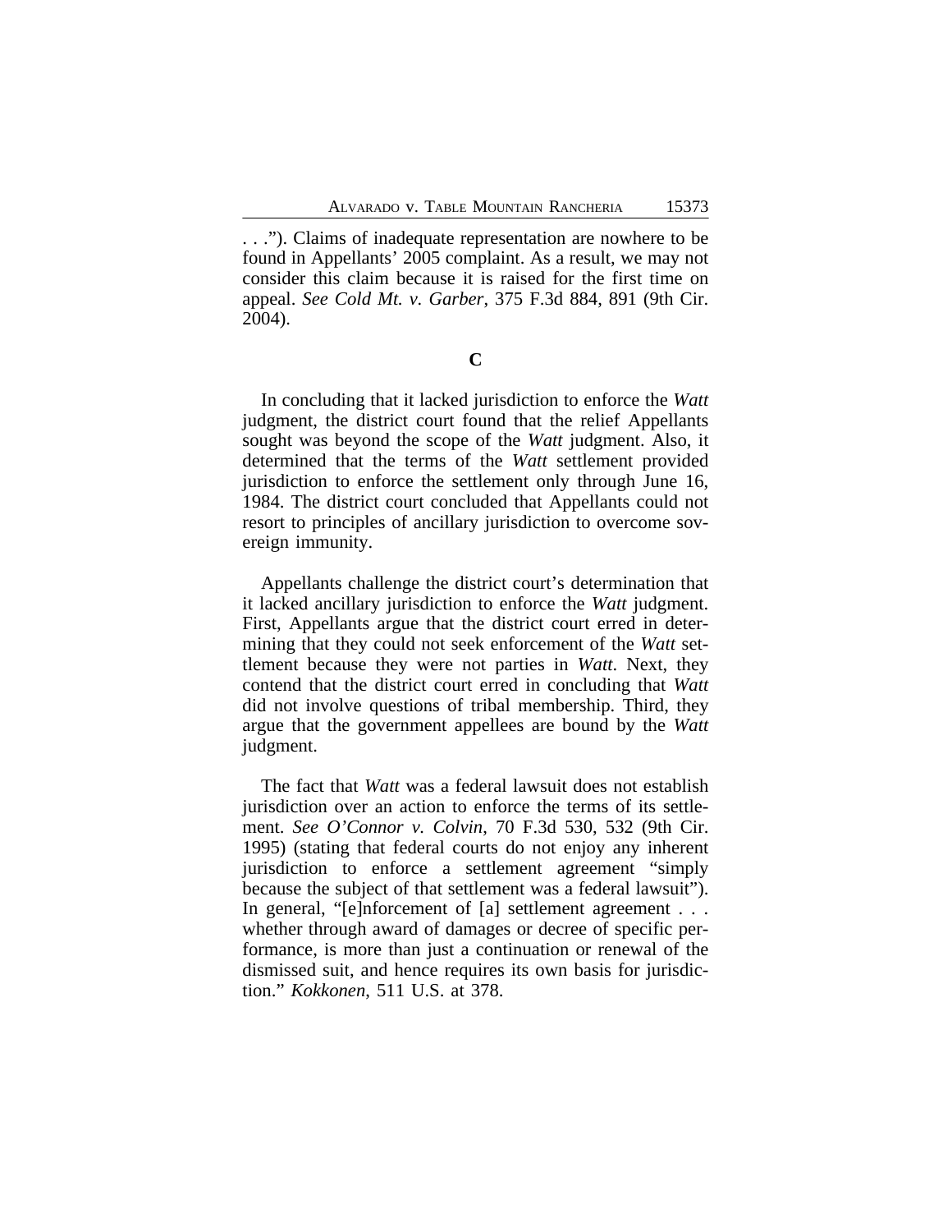. . ."). Claims of inadequate representation are nowhere to be found in Appellants' 2005 complaint. As a result, we may not consider this claim because it is raised for the first time on appeal. *See Cold Mt. v. Garber*, 375 F.3d 884, 891 (9th Cir. 2004).

**C**

In concluding that it lacked jurisdiction to enforce the *Watt* judgment, the district court found that the relief Appellants sought was beyond the scope of the *Watt* judgment. Also, it determined that the terms of the *Watt* settlement provided jurisdiction to enforce the settlement only through June 16, 1984. The district court concluded that Appellants could not resort to principles of ancillary jurisdiction to overcome sovereign immunity.

Appellants challenge the district court's determination that it lacked ancillary jurisdiction to enforce the *Watt* judgment. First, Appellants argue that the district court erred in determining that they could not seek enforcement of the *Watt* settlement because they were not parties in *Watt*. Next, they contend that the district court erred in concluding that *Watt* did not involve questions of tribal membership. Third, they argue that the government appellees are bound by the *Watt* judgment.

The fact that *Watt* was a federal lawsuit does not establish jurisdiction over an action to enforce the terms of its settlement. *See O'Connor v. Colvin*, 70 F.3d 530, 532 (9th Cir. 1995) (stating that federal courts do not enjoy any inherent jurisdiction to enforce a settlement agreement "simply because the subject of that settlement was a federal lawsuit"). In general, "[e]nforcement of [a] settlement agreement . . . whether through award of damages or decree of specific performance, is more than just a continuation or renewal of the dismissed suit, and hence requires its own basis for jurisdiction." *Kokkonen*, 511 U.S. at 378.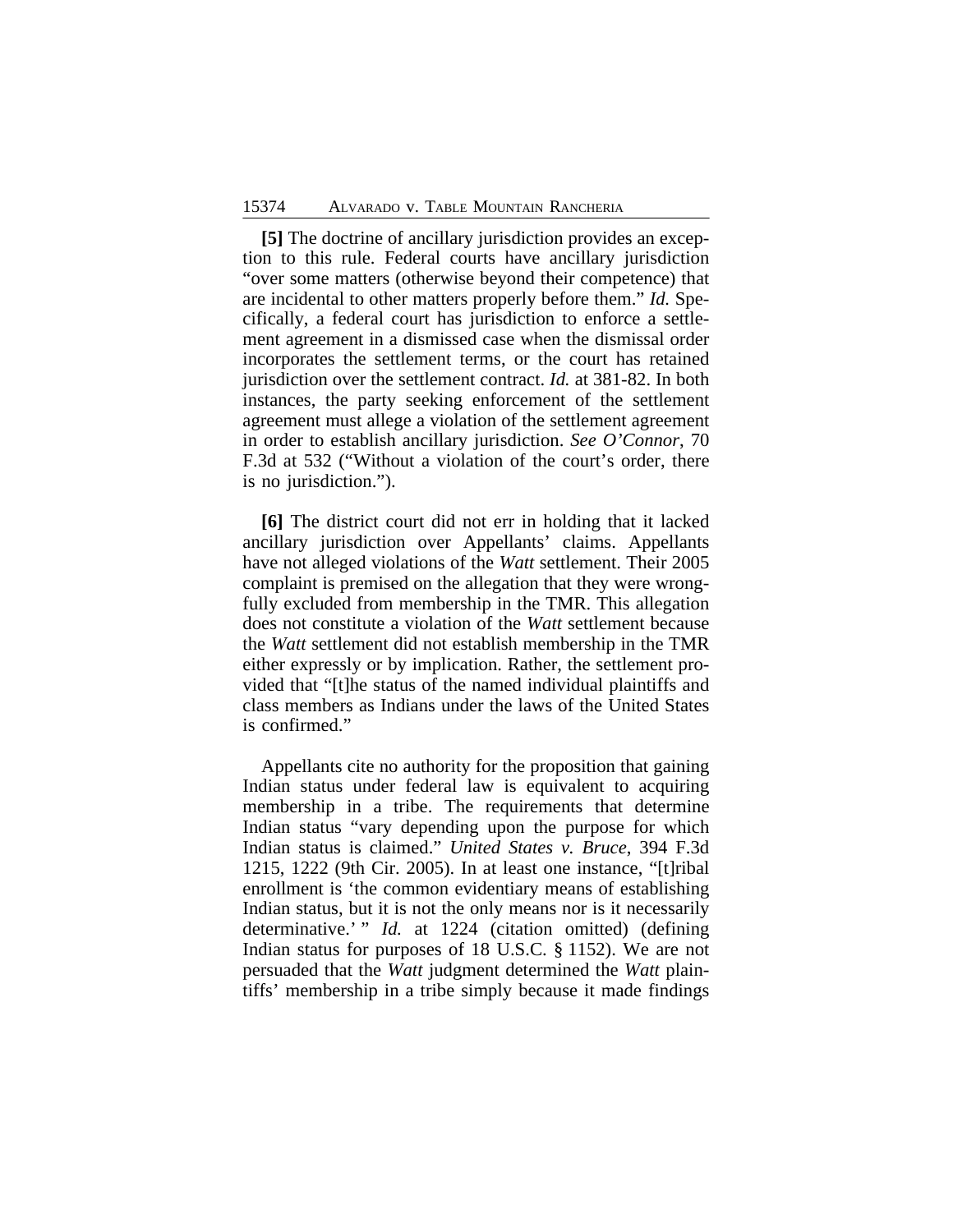**[5]** The doctrine of ancillary jurisdiction provides an exception to this rule. Federal courts have ancillary jurisdiction "over some matters (otherwise beyond their competence) that are incidental to other matters properly before them." *Id.* Specifically, a federal court has jurisdiction to enforce a settlement agreement in a dismissed case when the dismissal order incorporates the settlement terms, or the court has retained jurisdiction over the settlement contract. *Id.* at 381-82. In both instances, the party seeking enforcement of the settlement agreement must allege a violation of the settlement agreement in order to establish ancillary jurisdiction. *See O'Connor*, 70 F.3d at 532 ("Without a violation of the court's order, there is no jurisdiction.").

**[6]** The district court did not err in holding that it lacked ancillary jurisdiction over Appellants' claims. Appellants have not alleged violations of the *Watt* settlement. Their 2005 complaint is premised on the allegation that they were wrongfully excluded from membership in the TMR. This allegation does not constitute a violation of the *Watt* settlement because the *Watt* settlement did not establish membership in the TMR either expressly or by implication. Rather, the settlement provided that "[t]he status of the named individual plaintiffs and class members as Indians under the laws of the United States is confirmed."

Appellants cite no authority for the proposition that gaining Indian status under federal law is equivalent to acquiring membership in a tribe. The requirements that determine Indian status "vary depending upon the purpose for which Indian status is claimed." *United States v. Bruce*, 394 F.3d 1215, 1222 (9th Cir. 2005). In at least one instance, "[t]ribal enrollment is 'the common evidentiary means of establishing Indian status, but it is not the only means nor is it necessarily determinative.' " *Id.* at 1224 (citation omitted) (defining Indian status for purposes of 18 U.S.C. § 1152). We are not persuaded that the *Watt* judgment determined the *Watt* plaintiffs' membership in a tribe simply because it made findings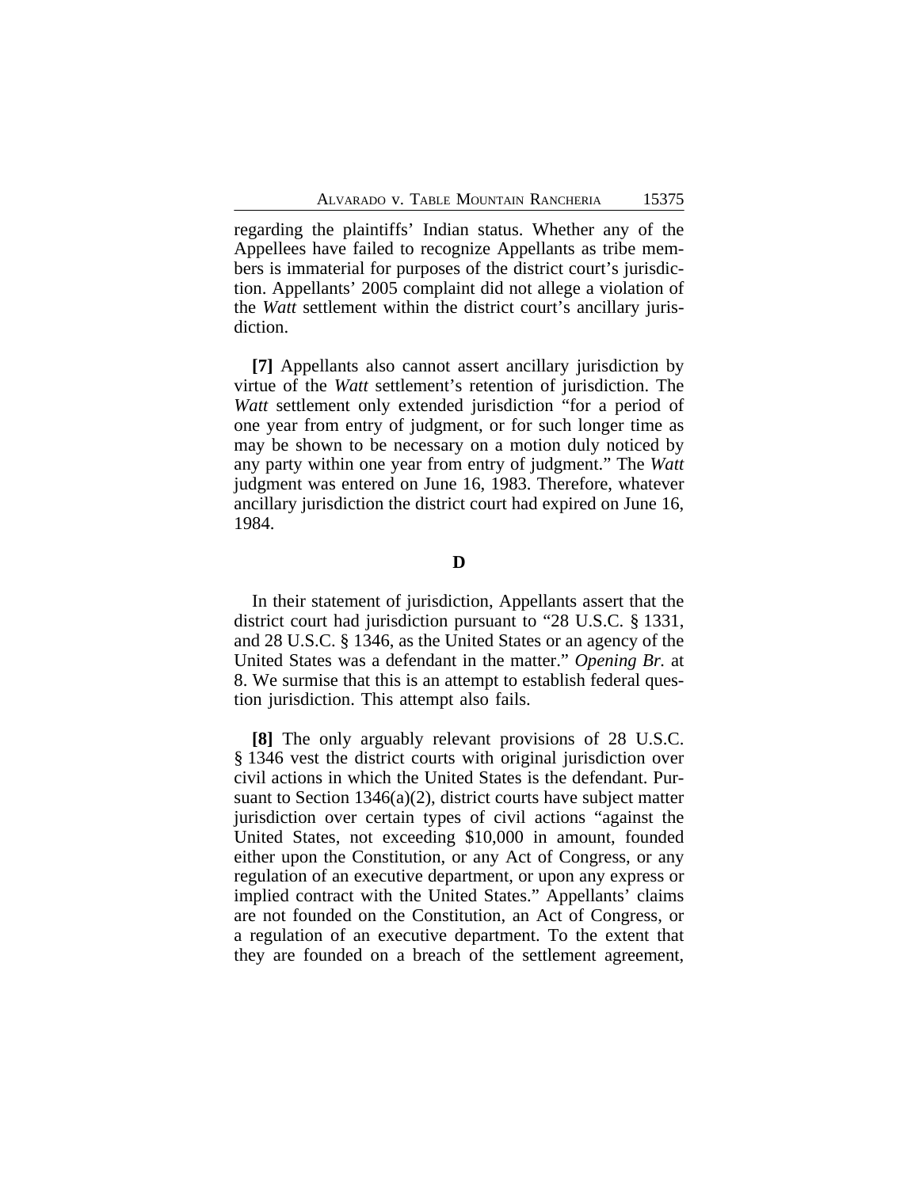regarding the plaintiffs' Indian status. Whether any of the Appellees have failed to recognize Appellants as tribe members is immaterial for purposes of the district court's jurisdiction. Appellants' 2005 complaint did not allege a violation of the *Watt* settlement within the district court's ancillary jurisdiction.

**[7]** Appellants also cannot assert ancillary jurisdiction by virtue of the *Watt* settlement's retention of jurisdiction. The *Watt* settlement only extended jurisdiction "for a period of one year from entry of judgment, or for such longer time as may be shown to be necessary on a motion duly noticed by any party within one year from entry of judgment." The *Watt* judgment was entered on June 16, 1983. Therefore, whatever ancillary jurisdiction the district court had expired on June 16, 1984.

### D

In their statement of jurisdiction, Appellants assert that the district court had jurisdiction pursuant to "28 U.S.C. § 1331, and 28 U.S.C. § 1346, as the United States or an agency of the United States was a defendant in the matter." *Opening Br.* at 8. We surmise that this is an attempt to establish federal question jurisdiction. This attempt also fails.

**[8]** The only arguably relevant provisions of 28 U.S.C. § 1346 vest the district courts with original jurisdiction over civil actions in which the United States is the defendant. Pursuant to Section 1346(a)(2), district courts have subject matter jurisdiction over certain types of civil actions "against the United States, not exceeding $10,000 in amount, founded either upon the Constitution, or any Act of Congress, or any regulation of an executive department, or upon any express or implied contract with the United States." Appellants' claims are not founded on the Constitution, an Act of Congress, or a regulation of an executive department. To the extent that they are founded on a breach of the settlement agreement,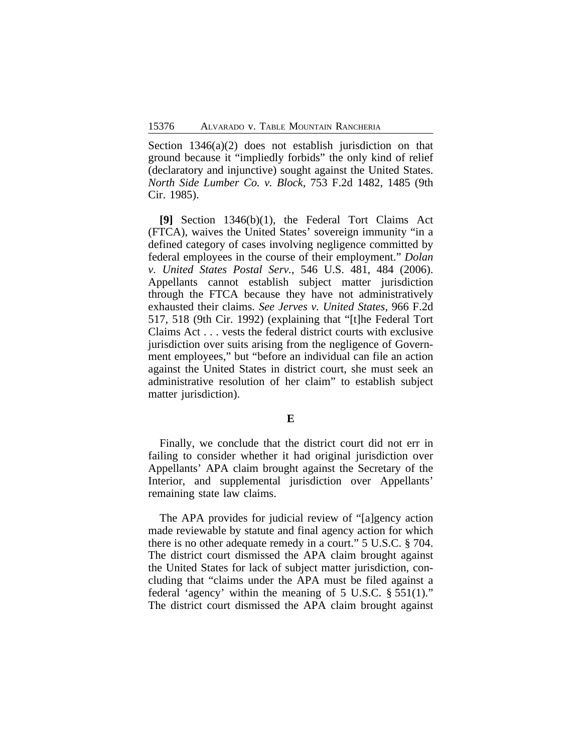Section 1346(a)(2) does not establish jurisdiction on that ground because it "impliedly forbids" the only kind of relief (declaratory and injunctive) sought against the United States. *North Side Lumber Co. v. Block*, 753 F.2d 1482, 1485 (9th Cir. 1985).

**[9]** Section 1346(b)(1), the Federal Tort Claims Act (FTCA), waives the United States' sovereign immunity "in a defined category of cases involving negligence committed by federal employees in the course of their employment." *Dolan v. United States Postal Serv.*, 546 U.S. 481, 484 (2006). Appellants cannot establish subject matter jurisdiction through the FTCA because they have not administratively exhausted their claims. *See Jerves v. United States*, 966 F.2d 517, 518 (9th Cir. 1992) (explaining that "[t]he Federal Tort Claims Act . . . vests the federal district courts with exclusive jurisdiction over suits arising from the negligence of Government employees," but "before an individual can file an action against the United States in district court, she must seek an administrative resolution of her claim" to establish subject matter jurisdiction).

**E**

Finally, we conclude that the district court did not err in failing to consider whether it had original jurisdiction over Appellants' APA claim brought against the Secretary of the Interior, and supplemental jurisdiction over Appellants' remaining state law claims.

The APA provides for judicial review of "[a]gency action made reviewable by statute and final agency action for which there is no other adequate remedy in a court." 5 U.S.C. § 704. The district court dismissed the APA claim brought against the United States for lack of subject matter jurisdiction, concluding that "claims under the APA must be filed against a federal 'agency' within the meaning of 5 U.S.C. § 551(1)." The district court dismissed the APA claim brought against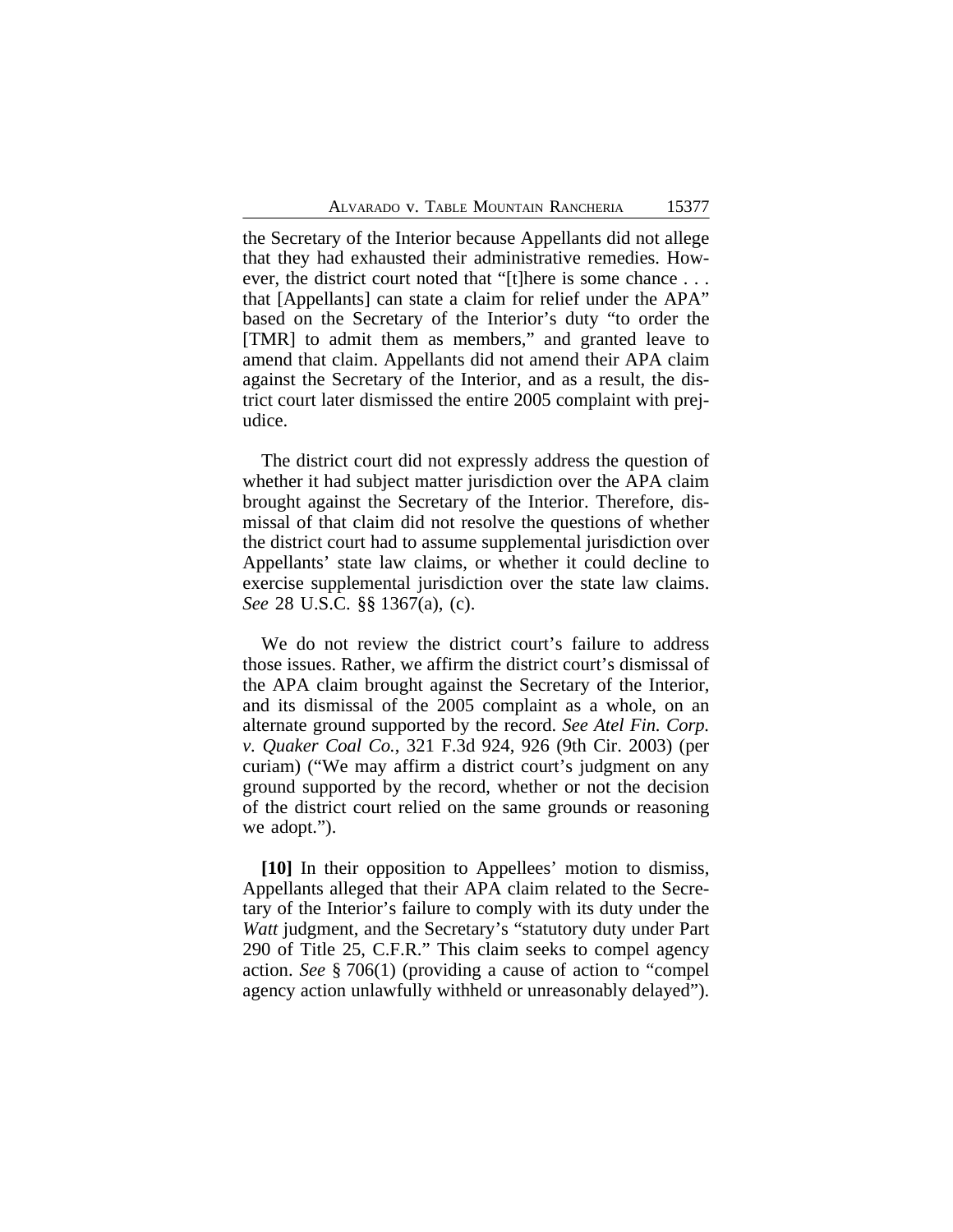the Secretary of the Interior because Appellants did not allege that they had exhausted their administrative remedies. However, the district court noted that "[t]here is some chance . . . that [Appellants] can state a claim for relief under the APA" based on the Secretary of the Interior's duty "to order the [TMR] to admit them as members," and granted leave to amend that claim. Appellants did not amend their APA claim against the Secretary of the Interior, and as a result, the district court later dismissed the entire 2005 complaint with prejudice.

The district court did not expressly address the question of whether it had subject matter jurisdiction over the APA claim brought against the Secretary of the Interior. Therefore, dismissal of that claim did not resolve the questions of whether the district court had to assume supplemental jurisdiction over Appellants' state law claims, or whether it could decline to exercise supplemental jurisdiction over the state law claims. *See* 28 U.S.C. §§ 1367(a), (c).

We do not review the district court's failure to address those issues. Rather, we affirm the district court's dismissal of the APA claim brought against the Secretary of the Interior, and its dismissal of the 2005 complaint as a whole, on an alternate ground supported by the record. *See Atel Fin. Corp. v. Quaker Coal Co.*, 321 F.3d 924, 926 (9th Cir. 2003) (per curiam) ("We may affirm a district court's judgment on any ground supported by the record, whether or not the decision of the district court relied on the same grounds or reasoning we adopt.").

**[10]** In their opposition to Appellees' motion to dismiss, Appellants alleged that their APA claim related to the Secretary of the Interior's failure to comply with its duty under the *Watt* judgment, and the Secretary's "statutory duty under Part 290 of Title 25, C.F.R." This claim seeks to compel agency action. *See* § 706(1) (providing a cause of action to "compel agency action unlawfully withheld or unreasonably delayed").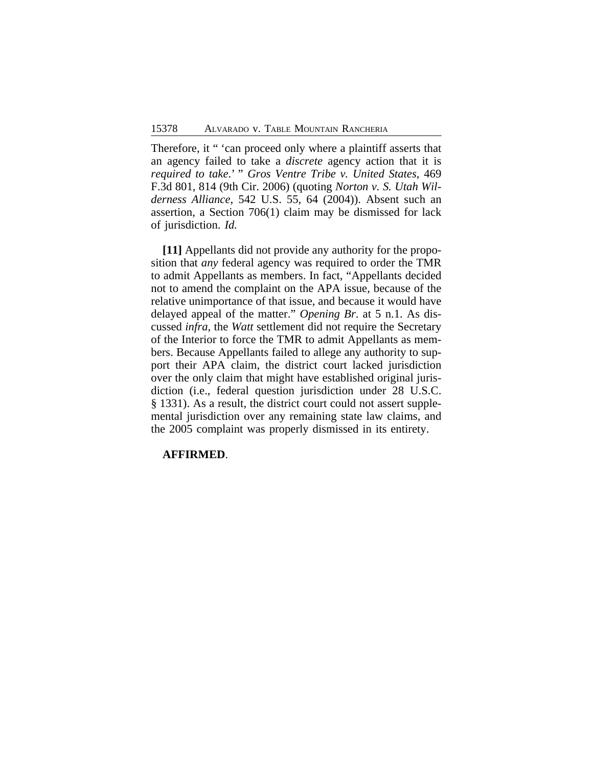Therefore, it " 'can proceed only where a plaintiff asserts that an agency failed to take a *discrete* agency action that it is *required to take*.' " *Gros Ventre Tribe v. United States*, 469 F.3d 801, 814 (9th Cir. 2006) (quoting *Norton v. S. Utah Wilderness Alliance*, 542 U.S. 55, 64 (2004)). Absent such an assertion, a Section 706(1) claim may be dismissed for lack of jurisdiction. *Id.*

**[11]** Appellants did not provide any authority for the proposition that *any* federal agency was required to order the TMR to admit Appellants as members. In fact, "Appellants decided not to amend the complaint on the APA issue, because of the relative unimportance of that issue, and because it would have delayed appeal of the matter." *Opening Br*. at 5 n.1. As discussed *infra*, the *Watt* settlement did not require the Secretary of the Interior to force the TMR to admit Appellants as members. Because Appellants failed to allege any authority to support their APA claim, the district court lacked jurisdiction over the only claim that might have established original jurisdiction (i.e., federal question jurisdiction under 28 U.S.C. § 1331). As a result, the district court could not assert supplemental jurisdiction over any remaining state law claims, and the 2005 complaint was properly dismissed in its entirety.

**AFFIRMED**.